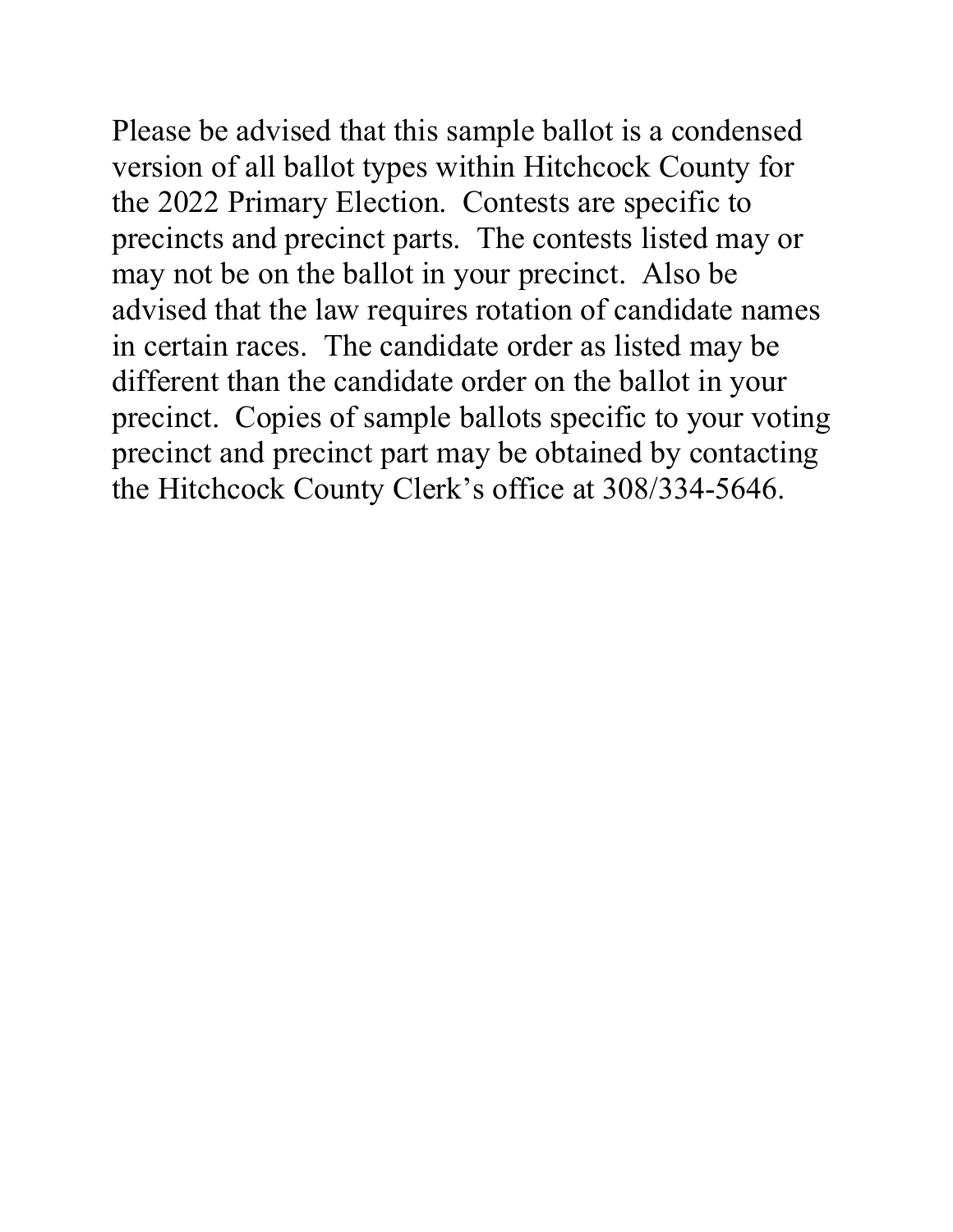Please be advised that this sample ballot is a condensed version of all ballot types within Hitchcock County for the 2022 Primary Election. Contests are specific to precincts and precinct parts. The contests listed may or may not be on the ballot in your precinct. Also be advised that the law requires rotation of candidate names in certain races. The candidate order as listed may be different than the candidate order on the ballot in your precinct. Copies of sample ballots specific to your voting precinct and precinct part may be obtained by contacting the Hitchcock County Clerk's office at 308/334-5646.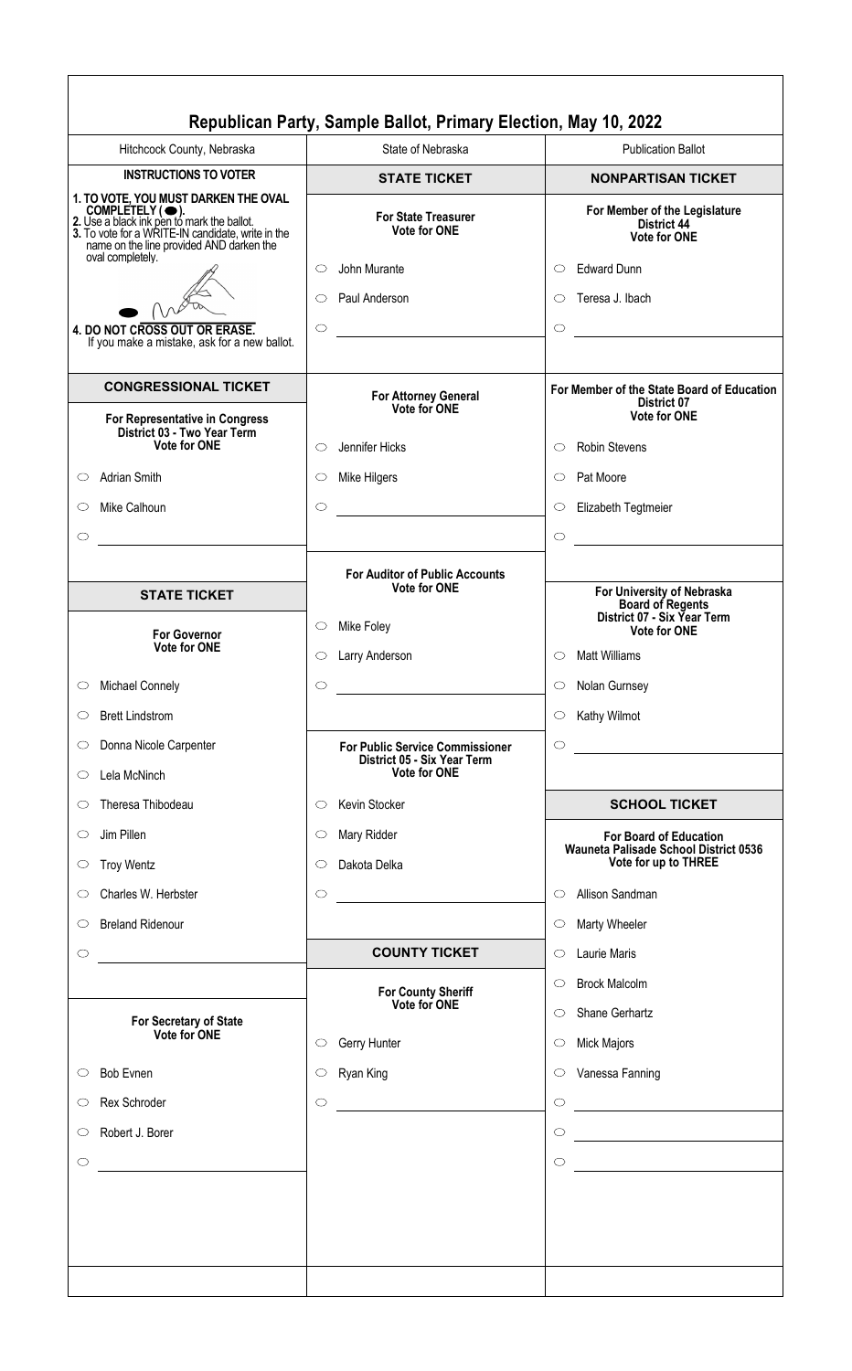# Republican Party, Sample Ballot, Primary Election, May 10, 2022

Hitchcock County, Nebraska | State of Nebraska | Publication Ballot

## INSTRUCTIONS TO VOTER

**1. TO VOTE, YOU MUST DARKEN THE OVAL COMPLETELY ( ⬬ ).**
**2.** Use a black ink pen to mark the ballot.
**3.** To vote for a WRITE-IN candidate, write in the name on the line provided AND darken the oval completely.

**4. DO NOT CROSS OUT OR ERASE.**
If you make a mistake, ask for a new ballot.

## CONGRESSIONAL TICKET

### For Representative in Congress
**District 03 - Two Year Term**
**Vote for ONE**

- ○ Adrian Smith
- ○ Mike Calhoun
- ○ ______________

## STATE TICKET

### For Governor
**Vote for ONE**

- ○ Michael Connely
- ○ Brett Lindstrom
- ○ Donna Nicole Carpenter
- ○ Lela McNinch
- ○ Theresa Thibodeau
- ○ Jim Pillen
- ○ Troy Wentz
- ○ Charles W. Herbster
- ○ Breland Ridenour
- ○ ______________

### For Secretary of State
**Vote for ONE**

- ○ Bob Evnen
- ○ Rex Schroder
- ○ Robert J. Borer
- ○ ______________

## STATE TICKET

### For State Treasurer
**Vote for ONE**

- ○ John Murante
- ○ Paul Anderson
- ○ ______________

### For Attorney General
**Vote for ONE**

- ○ Jennifer Hicks
- ○ Mike Hilgers
- ○ ______________

### For Auditor of Public Accounts
**Vote for ONE**

- ○ Mike Foley
- ○ Larry Anderson
- ○ ______________

### For Public Service Commissioner
**District 05 - Six Year Term**
**Vote for ONE**

- ○ Kevin Stocker
- ○ Mary Ridder
- ○ Dakota Delka
- ○ ______________

## COUNTY TICKET

### For County Sheriff
**Vote for ONE**

- ○ Gerry Hunter
- ○ Ryan King
- ○ ______________

## NONPARTISAN TICKET

### For Member of the Legislature
**District 44**
**Vote for ONE**

- ○ Edward Dunn
- ○ Teresa J. Ibach
- ○ ______________

### For Member of the State Board of Education
**District 07**
**Vote for ONE**

- ○ Robin Stevens
- ○ Pat Moore
- ○ Elizabeth Tegtmeier
- ○ ______________

### For University of Nebraska Board of Regents
**District 07 - Six Year Term**
**Vote for ONE**

- ○ Matt Williams
- ○ Nolan Gurnsey
- ○ Kathy Wilmot
- ○ ______________

## SCHOOL TICKET

### For Board of Education
**Wauneta Palisade School District 0536**
**Vote for up to THREE**

- ○ Allison Sandman
- ○ Marty Wheeler
- ○ Laurie Maris
- ○ Brock Malcolm
- ○ Shane Gerhartz
- ○ Mick Majors
- ○ Vanessa Fanning
- ○ ______________
- ○ ______________
- ○ ______________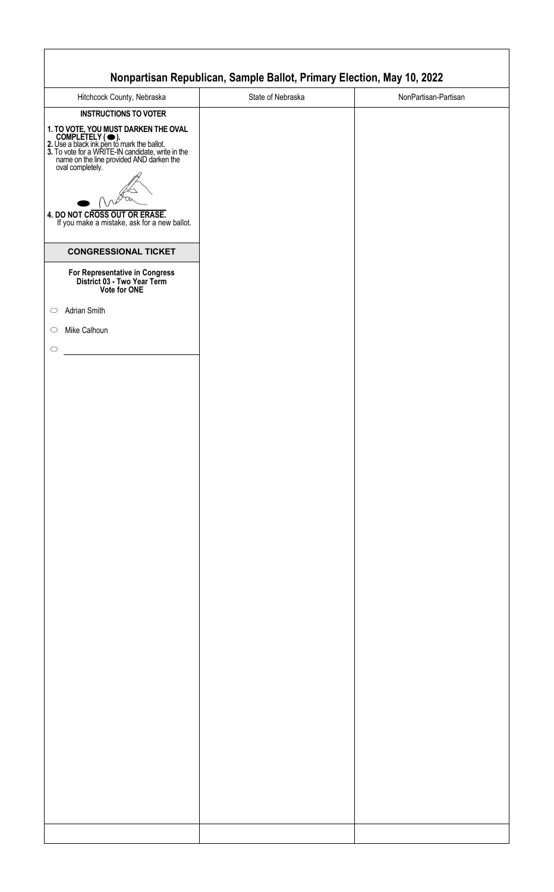## Nonpartisan Republican, Sample Ballot, Primary Election, May 10, 2022

| Hitchcock County, Nebraska | State of Nebraska | NonPartisan-Partisan |
|---|---|---|

**INSTRUCTIONS TO VOTER**

**1. TO VOTE, YOU MUST DARKEN THE OVAL COMPLETELY ( ⬬ ).**
**2.** Use a black ink pen to mark the ballot.
**3.** To vote for a WRITE-IN candidate, write in the name on the line provided AND darken the oval completely.

**4. DO NOT CROSS OUT OR ERASE.**
If you make a mistake, ask for a new ballot.

### CONGRESSIONAL TICKET

**For Representative in Congress**
**District 03 - Two Year Term**
**Vote for ONE**

- ⬭ Adrian Smith
- ⬭ Mike Calhoun
- ⬭ \_\_\_\_\_\_\_\_\_\_\_\_\_\_\_\_\_\_\_\_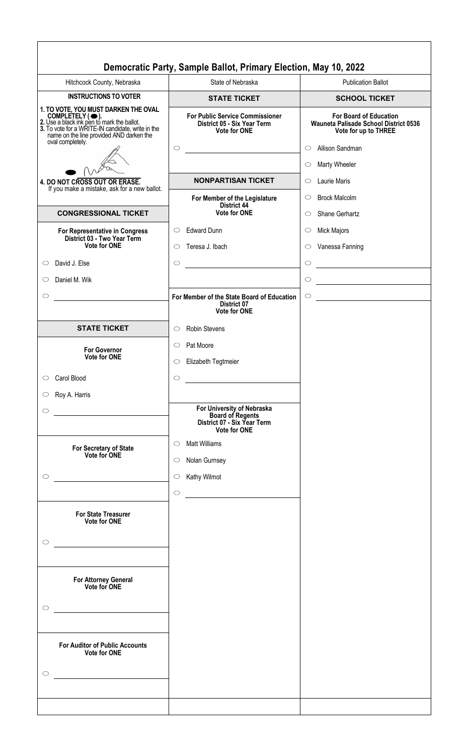# Democratic Party, Sample Ballot, Primary Election, May 10, 2022

Hitchcock County, Nebraska | State of Nebraska | Publication Ballot

## INSTRUCTIONS TO VOTER

**1. TO VOTE, YOU MUST DARKEN THE OVAL COMPLETELY ( ⬬ ).**
**2.** Use a black ink pen to mark the ballot.
**3.** To vote for a WRITE-IN candidate, write in the name on the line provided AND darken the oval completely.

**4. DO NOT CROSS OUT OR ERASE.**
If you make a mistake, ask for a new ballot.

## CONGRESSIONAL TICKET

**For Representative in Congress**
**District 03 - Two Year Term**
**Vote for ONE**

- ○ David J. Else
- ○ Daniel M. Wik
- ○ ____________

## STATE TICKET

**For Governor**
**Vote for ONE**

- ○ Carol Blood
- ○ Roy A. Harris
- ○ ____________

**For Secretary of State**
**Vote for ONE**

- ○ ____________

**For State Treasurer**
**Vote for ONE**

- ○ ____________

**For Attorney General**
**Vote for ONE**

- ○ ____________

**For Auditor of Public Accounts**
**Vote for ONE**

- ○ ____________

## STATE TICKET

**For Public Service Commissioner**
**District 05 - Six Year Term**
**Vote for ONE**

- ○ ____________

## NONPARTISAN TICKET

**For Member of the Legislature**
**District 44**
**Vote for ONE**

- ○ Edward Dunn
- ○ Teresa J. Ibach
- ○ ____________

**For Member of the State Board of Education**
**District 07**
**Vote for ONE**

- ○ Robin Stevens
- ○ Pat Moore
- ○ Elizabeth Tegtmeier
- ○ ____________

**For University of Nebraska**
**Board of Regents**
**District 07 - Six Year Term**
**Vote for ONE**

- ○ Matt Williams
- ○ Nolan Gurnsey
- ○ Kathy Wilmot
- ○ ____________

## SCHOOL TICKET

**For Board of Education**
**Wauneta Palisade School District 0536**
**Vote for up to THREE**

- ○ Allison Sandman
- ○ Marty Wheeler
- ○ Laurie Maris
- ○ Brock Malcolm
- ○ Shane Gerhartz
- ○ Mick Majors
- ○ Vanessa Fanning
- ○ ____________
- ○ ____________
- ○ ____________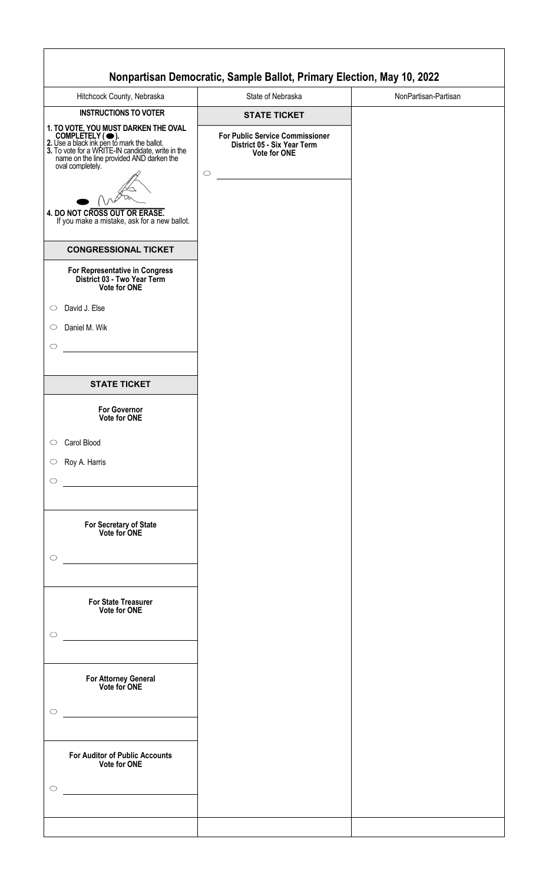# Nonpartisan Democratic, Sample Ballot, Primary Election, May 10, 2022

| Hitchcock County, Nebraska | State of Nebraska | NonPartisan-Partisan |
|---|---|---|

## INSTRUCTIONS TO VOTER

1. **TO VOTE, YOU MUST DARKEN THE OVAL COMPLETELY ( ⬬ ).**
2. Use a black ink pen to mark the ballot.
3. To vote for a WRITE-IN candidate, write in the name on the line provided AND darken the oval completely.
4. **DO NOT CROSS OUT OR ERASE.** If you make a mistake, ask for a new ballot.

## CONGRESSIONAL TICKET

**For Representative in Congress**
**District 03 - Two Year Term**
**Vote for ONE**

- ○ David J. Else
- ○ Daniel M. Wik
- ○ ______________________

## STATE TICKET

**For Governor**
**Vote for ONE**

- ○ Carol Blood
- ○ Roy A. Harris
- ○ ______________________

**For Secretary of State**
**Vote for ONE**

- ○ ______________________

**For State Treasurer**
**Vote for ONE**

- ○ ______________________

**For Attorney General**
**Vote for ONE**

- ○ ______________________

**For Auditor of Public Accounts**
**Vote for ONE**

- ○ ______________________

## STATE TICKET

**For Public Service Commissioner**
**District 05 - Six Year Term**
**Vote for ONE**

- ○ ______________________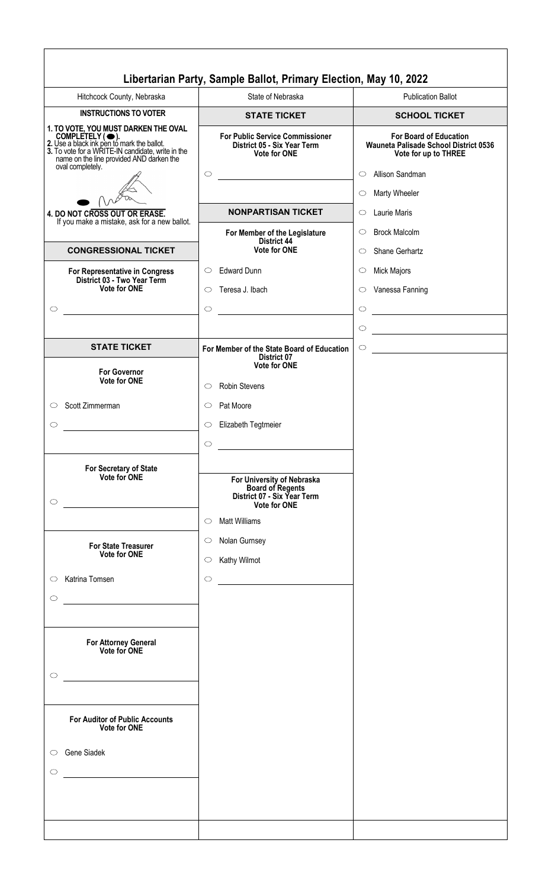# Libertarian Party, Sample Ballot, Primary Election, May 10, 2022

Hitchcock County, Nebraska | State of Nebraska | Publication Ballot

## INSTRUCTIONS TO VOTER

**1. TO VOTE, YOU MUST DARKEN THE OVAL COMPLETELY ( ⬬ ).**
**2.** Use a black ink pen to mark the ballot.
**3.** To vote for a WRITE-IN candidate, write in the name on the line provided AND darken the oval completely.

**4. DO NOT CROSS OUT OR ERASE.**
If you make a mistake, ask for a new ballot.

## CONGRESSIONAL TICKET

**For Representative in Congress**
**District 03 - Two Year Term**
**Vote for ONE**

- ○ ______________________

## STATE TICKET

**For Governor**
**Vote for ONE**

- ○ Scott Zimmerman
- ○ ______________________

**For Secretary of State**
**Vote for ONE**

- ○ ______________________

**For State Treasurer**
**Vote for ONE**

- ○ Katrina Tomsen
- ○ ______________________

**For Attorney General**
**Vote for ONE**

- ○ ______________________

**For Auditor of Public Accounts**
**Vote for ONE**

- ○ Gene Siadek
- ○ ______________________

## STATE TICKET

**For Public Service Commissioner**
**District 05 - Six Year Term**
**Vote for ONE**

- ○ ______________________

## NONPARTISAN TICKET

**For Member of the Legislature**
**District 44**
**Vote for ONE**

- ○ Edward Dunn
- ○ Teresa J. Ibach
- ○ ______________________

**For Member of the State Board of Education**
**District 07**
**Vote for ONE**

- ○ Robin Stevens
- ○ Pat Moore
- ○ Elizabeth Tegtmeier
- ○ ______________________

**For University of Nebraska**
**Board of Regents**
**District 07 - Six Year Term**
**Vote for ONE**

- ○ Matt Williams
- ○ Nolan Gurnsey
- ○ Kathy Wilmot
- ○ ______________________

## SCHOOL TICKET

**For Board of Education**
**Wauneta Palisade School District 0536**
**Vote for up to THREE**

- ○ Allison Sandman
- ○ Marty Wheeler
- ○ Laurie Maris
- ○ Brock Malcolm
- ○ Shane Gerhartz
- ○ Mick Majors
- ○ Vanessa Fanning
- ○ ______________________
- ○ ______________________
- ○ ______________________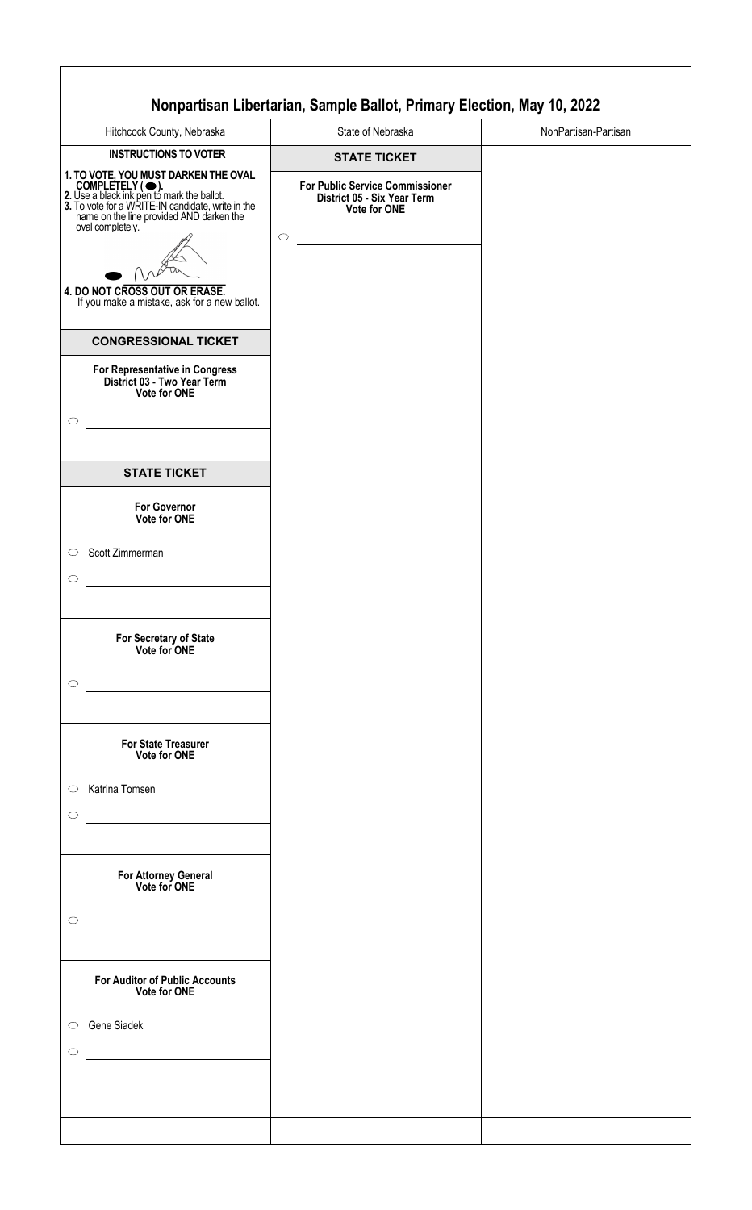# Nonpartisan Libertarian, Sample Ballot, Primary Election, May 10, 2022

| Hitchcock County, Nebraska | State of Nebraska | NonPartisan-Partisan |
| --- | --- | --- |

## INSTRUCTIONS TO VOTER

**1. TO VOTE, YOU MUST DARKEN THE OVAL COMPLETELY ( ⬬ ).**
**2.** Use a black ink pen to mark the ballot.
**3.** To vote for a WRITE-IN candidate, write in the name on the line provided AND darken the oval completely.

**4. DO NOT CROSS OUT OR ERASE.**
If you make a mistake, ask for a new ballot.

## CONGRESSIONAL TICKET

**For Representative in Congress**
**District 03 - Two Year Term**
**Vote for ONE**

○ ______________________

## STATE TICKET

**For Governor**
**Vote for ONE**

○ Scott Zimmerman

○ ______________________

**For Secretary of State**
**Vote for ONE**

○ ______________________

**For State Treasurer**
**Vote for ONE**

○ Katrina Tomsen

○ ______________________

**For Attorney General**
**Vote for ONE**

○ ______________________

**For Auditor of Public Accounts**
**Vote for ONE**

○ Gene Siadek

○ ______________________

## STATE TICKET

**For Public Service Commissioner**
**District 05 - Six Year Term**
**Vote for ONE**

○ ______________________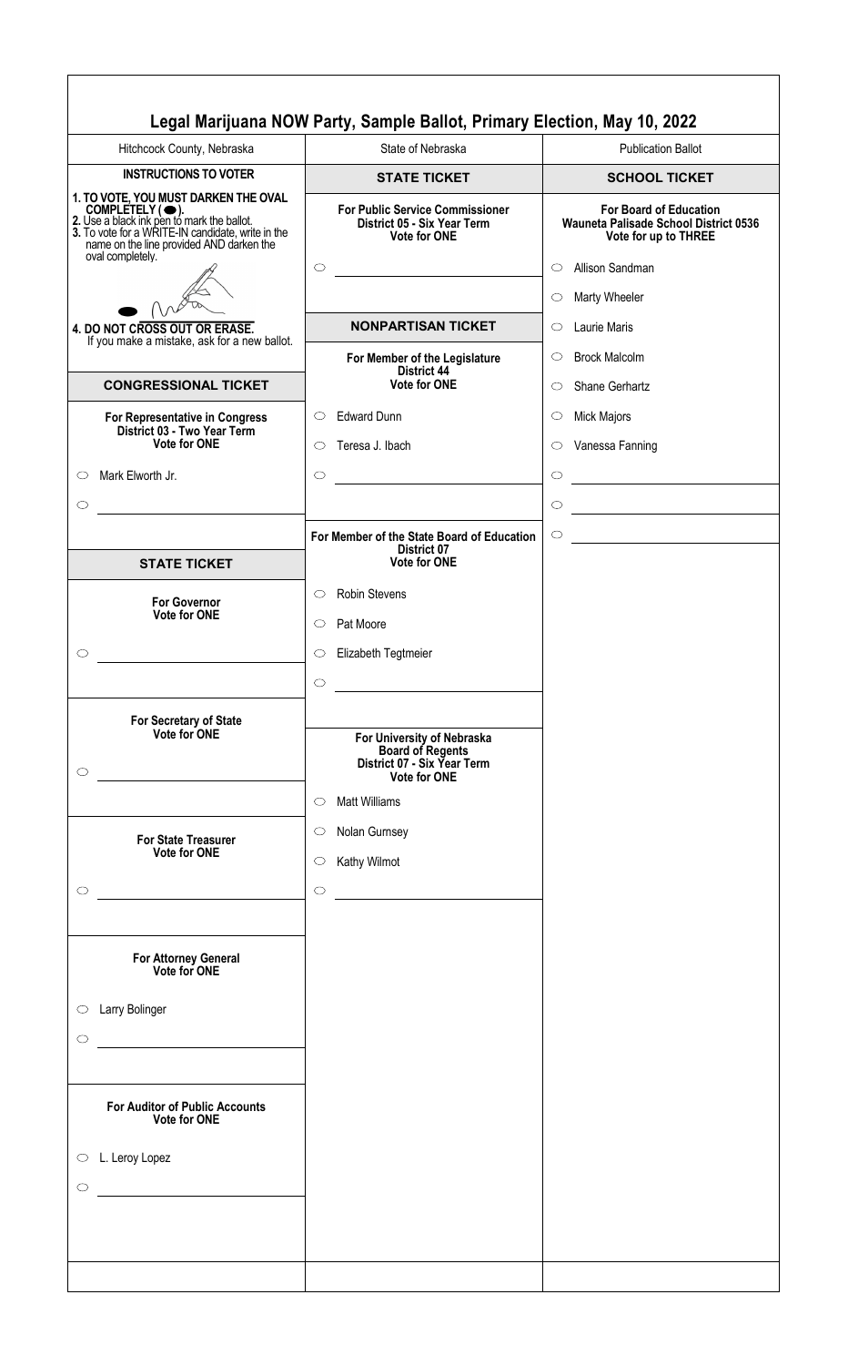# Legal Marijuana NOW Party, Sample Ballot, Primary Election, May 10, 2022

Hitchcock County, Nebraska | State of Nebraska | Publication Ballot

## INSTRUCTIONS TO VOTER

**1. TO VOTE, YOU MUST DARKEN THE OVAL COMPLETELY ( ⬬ ).**
**2.** Use a black ink pen to mark the ballot.
**3.** To vote for a WRITE-IN candidate, write in the name on the line provided AND darken the oval completely.

**4. DO NOT CROSS OUT OR ERASE.**
If you make a mistake, ask for a new ballot.

## CONGRESSIONAL TICKET

**For Representative in Congress**
**District 03 - Two Year Term**
**Vote for ONE**

- ○ Mark Elworth Jr.
- ○ ____________________

## STATE TICKET

**For Governor**
**Vote for ONE**

- ○ ____________________

**For Secretary of State**
**Vote for ONE**

- ○ ____________________

**For State Treasurer**
**Vote for ONE**

- ○ ____________________

**For Attorney General**
**Vote for ONE**

- ○ Larry Bolinger
- ○ ____________________

**For Auditor of Public Accounts**
**Vote for ONE**

- ○ L. Leroy Lopez
- ○ ____________________

## STATE TICKET

**For Public Service Commissioner**
**District 05 - Six Year Term**
**Vote for ONE**

- ○ ____________________

## NONPARTISAN TICKET

**For Member of the Legislature**
**District 44**
**Vote for ONE**

- ○ Edward Dunn
- ○ Teresa J. Ibach
- ○ ____________________

**For Member of the State Board of Education**
**District 07**
**Vote for ONE**

- ○ Robin Stevens
- ○ Pat Moore
- ○ Elizabeth Tegtmeier
- ○ ____________________

**For University of Nebraska**
**Board of Regents**
**District 07 - Six Year Term**
**Vote for ONE**

- ○ Matt Williams
- ○ Nolan Gurnsey
- ○ Kathy Wilmot
- ○ ____________________

## SCHOOL TICKET

**For Board of Education**
**Wauneta Palisade School District 0536**
**Vote for up to THREE**

- ○ Allison Sandman
- ○ Marty Wheeler
- ○ Laurie Maris
- ○ Brock Malcolm
- ○ Shane Gerhartz
- ○ Mick Majors
- ○ Vanessa Fanning
- ○ ____________________
- ○ ____________________
- ○ ____________________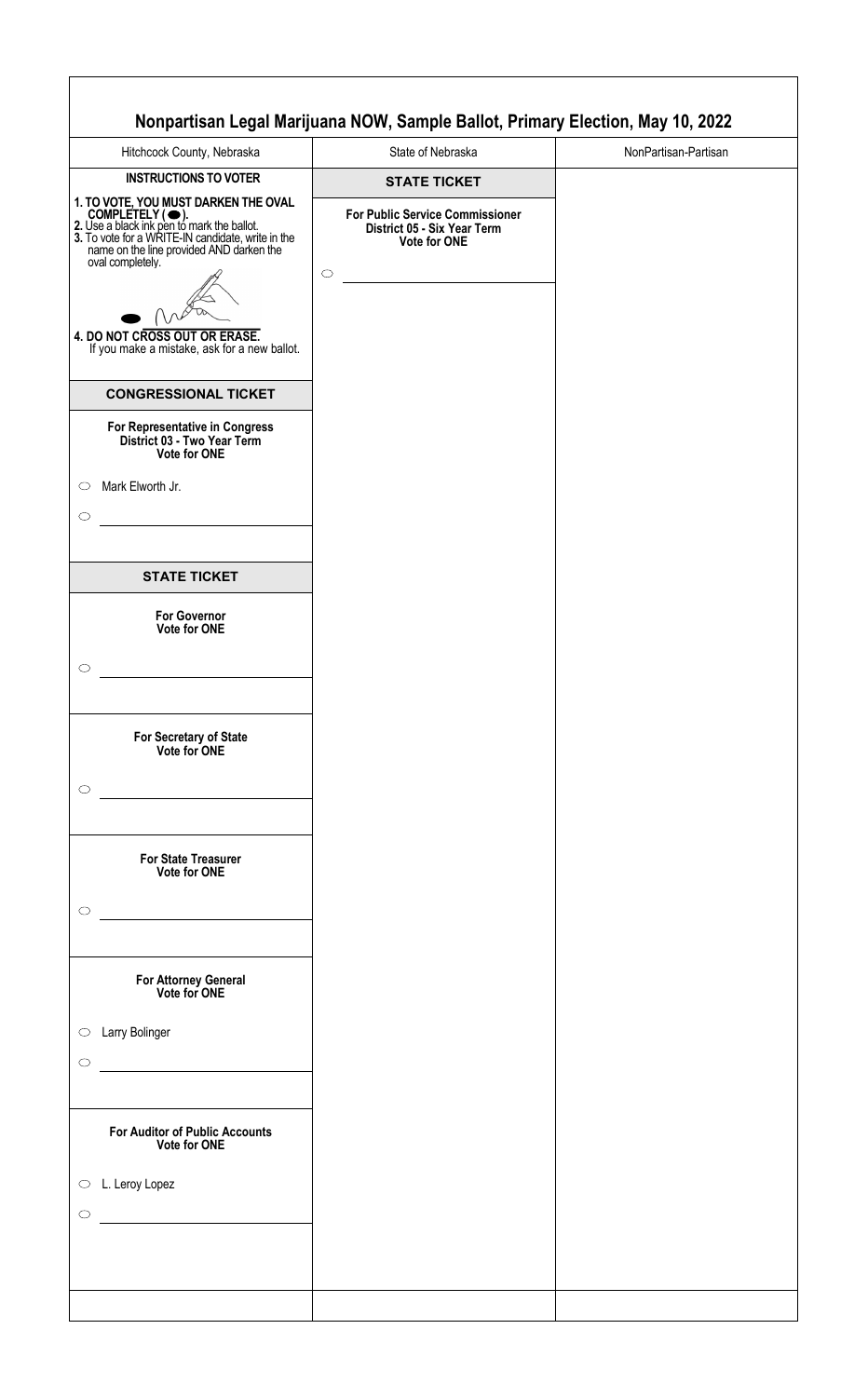# Nonpartisan Legal Marijuana NOW, Sample Ballot, Primary Election, May 10, 2022

Hitchcock County, Nebraska | State of Nebraska | NonPartisan-Partisan

**INSTRUCTIONS TO VOTER**

**1. TO VOTE, YOU MUST DARKEN THE OVAL COMPLETELY ( ⬬ ).**
**2.** Use a black ink pen to mark the ballot.
**3.** To vote for a WRITE-IN candidate, write in the name on the line provided AND darken the oval completely.

**4. DO NOT CROSS OUT OR ERASE.**
If you make a mistake, ask for a new ballot.

## CONGRESSIONAL TICKET

**For Representative in Congress**
**District 03 - Two Year Term**
**Vote for ONE**

○ Mark Elworth Jr.

○ ______________________

## STATE TICKET

**For Governor**
**Vote for ONE**

○ ______________________

**For Secretary of State**
**Vote for ONE**

○ ______________________

**For State Treasurer**
**Vote for ONE**

○ ______________________

**For Attorney General**
**Vote for ONE**

○ Larry Bolinger

○ ______________________

**For Auditor of Public Accounts**
**Vote for ONE**

○ L. Leroy Lopez

○ ______________________

## STATE TICKET

**For Public Service Commissioner**
**District 05 - Six Year Term**
**Vote for ONE**

○ ______________________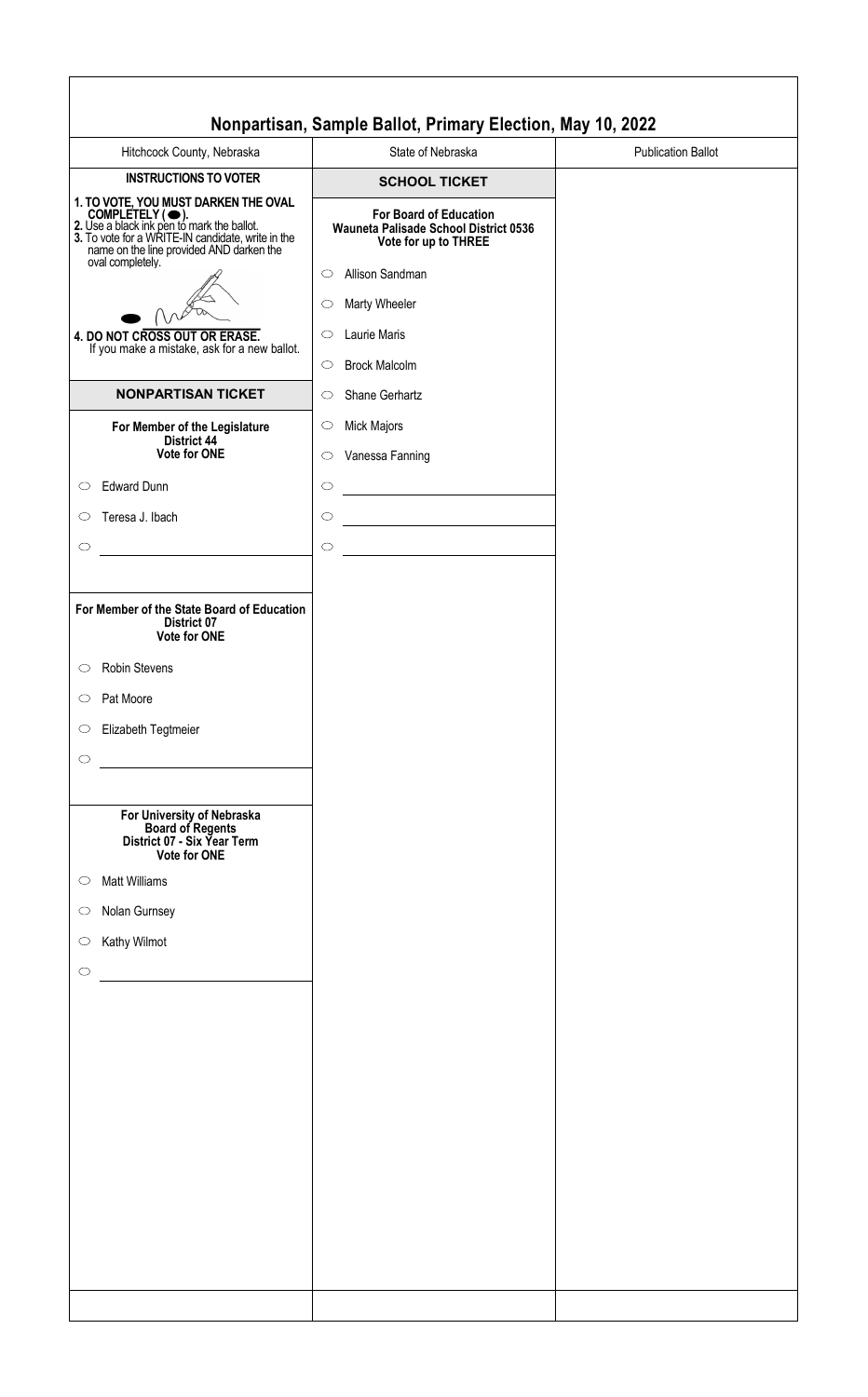## Nonpartisan, Sample Ballot, Primary Election, May 10, 2022

Hitchcock County, Nebraska

State of Nebraska

Publication Ballot

**INSTRUCTIONS TO VOTER**

**1. TO VOTE, YOU MUST DARKEN THE OVAL COMPLETELY ( ⬬ ).**
**2.** Use a black ink pen to mark the ballot.
**3.** To vote for a WRITE-IN candidate, write in the name on the line provided AND darken the oval completely.

**4. DO NOT CROSS OUT OR ERASE.**
If you make a mistake, ask for a new ballot.

### NONPARTISAN TICKET

**For Member of the Legislature**
**District 44**
**Vote for ONE**

- ○ Edward Dunn
- ○ Teresa J. Ibach
- ○ ______________________

**For Member of the State Board of Education**
**District 07**
**Vote for ONE**

- ○ Robin Stevens
- ○ Pat Moore
- ○ Elizabeth Tegtmeier
- ○ ______________________

**For University of Nebraska**
**Board of Regents**
**District 07 - Six Year Term**
**Vote for ONE**

- ○ Matt Williams
- ○ Nolan Gurnsey
- ○ Kathy Wilmot
- ○ ______________________

### SCHOOL TICKET

**For Board of Education**
**Wauneta Palisade School District 0536**
**Vote for up to THREE**

- ○ Allison Sandman
- ○ Marty Wheeler
- ○ Laurie Maris
- ○ Brock Malcolm
- ○ Shane Gerhartz
- ○ Mick Majors
- ○ Vanessa Fanning
- ○ ______________________
- ○ ______________________
- ○ ______________________